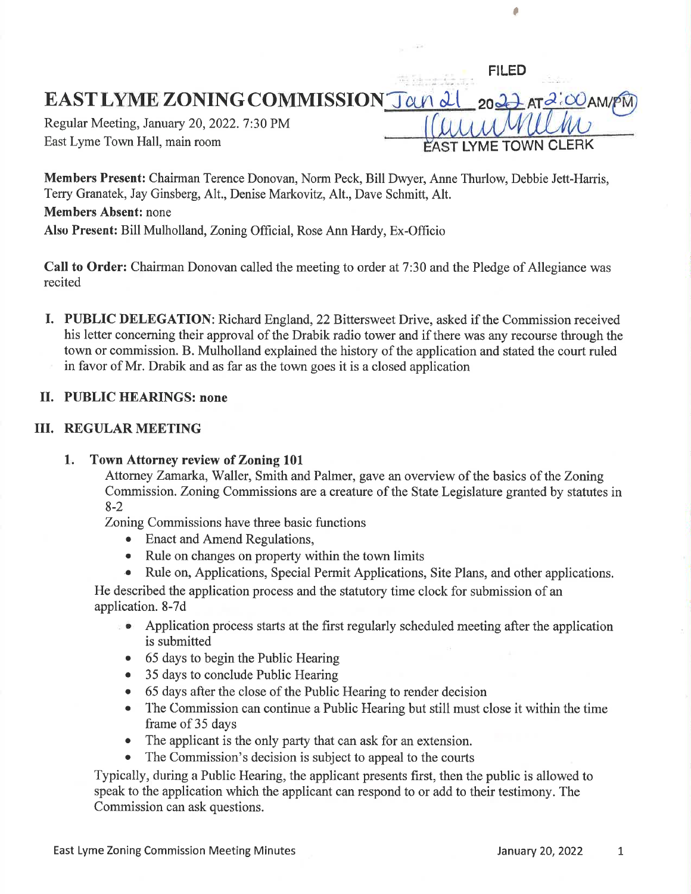FILED

# EAST LYME ZONING COMMISSION

Jan 21 2022 AT 2:00 AM/PM

EAST LYME TOWN CLERK

Regular Meeting, January 20, 2022. 7:30 PM
East Lyme Town Hall, main room

**Members Present:** Chairman Terence Donovan, Norm Peck, Bill Dwyer, Anne Thurlow, Debbie Jett-Harris, Terry Granatek, Jay Ginsberg, Alt., Denise Markovitz, Alt., Dave Schmitt, Alt.

**Members Absent:** none

**Also Present:** Bill Mulholland, Zoning Official, Rose Ann Hardy, Ex-Officio

**Call to Order:** Chairman Donovan called the meeting to order at 7:30 and the Pledge of Allegiance was recited

## I. PUBLIC DELEGATION:

Richard England, 22 Bittersweet Drive, asked if the Commission received his letter concerning their approval of the Drabik radio tower and if there was any recourse through the town or commission. B. Mulholland explained the history of the application and stated the court ruled in favor of Mr. Drabik and as far as the town goes it is a closed application

## II. PUBLIC HEARINGS: none

## III. REGULAR MEETING

### 1. Town Attorney review of Zoning 101

Attorney Zamarka, Waller, Smith and Palmer, gave an overview of the basics of the Zoning Commission. Zoning Commissions are a creature of the State Legislature granted by statutes in 8-2

Zoning Commissions have three basic functions

- Enact and Amend Regulations,
- Rule on changes on property within the town limits
- Rule on, Applications, Special Permit Applications, Site Plans, and other applications.

He described the application process and the statutory time clock for submission of an application. 8-7d

- Application process starts at the first regularly scheduled meeting after the application is submitted
- 65 days to begin the Public Hearing
- 35 days to conclude Public Hearing
- 65 days after the close of the Public Hearing to render decision
- The Commission can continue a Public Hearing but still must close it within the time frame of 35 days
- The applicant is the only party that can ask for an extension.
- The Commission's decision is subject to appeal to the courts

Typically, during a Public Hearing, the applicant presents first, then the public is allowed to speak to the application which the applicant can respond to or add to their testimony. The Commission can ask questions.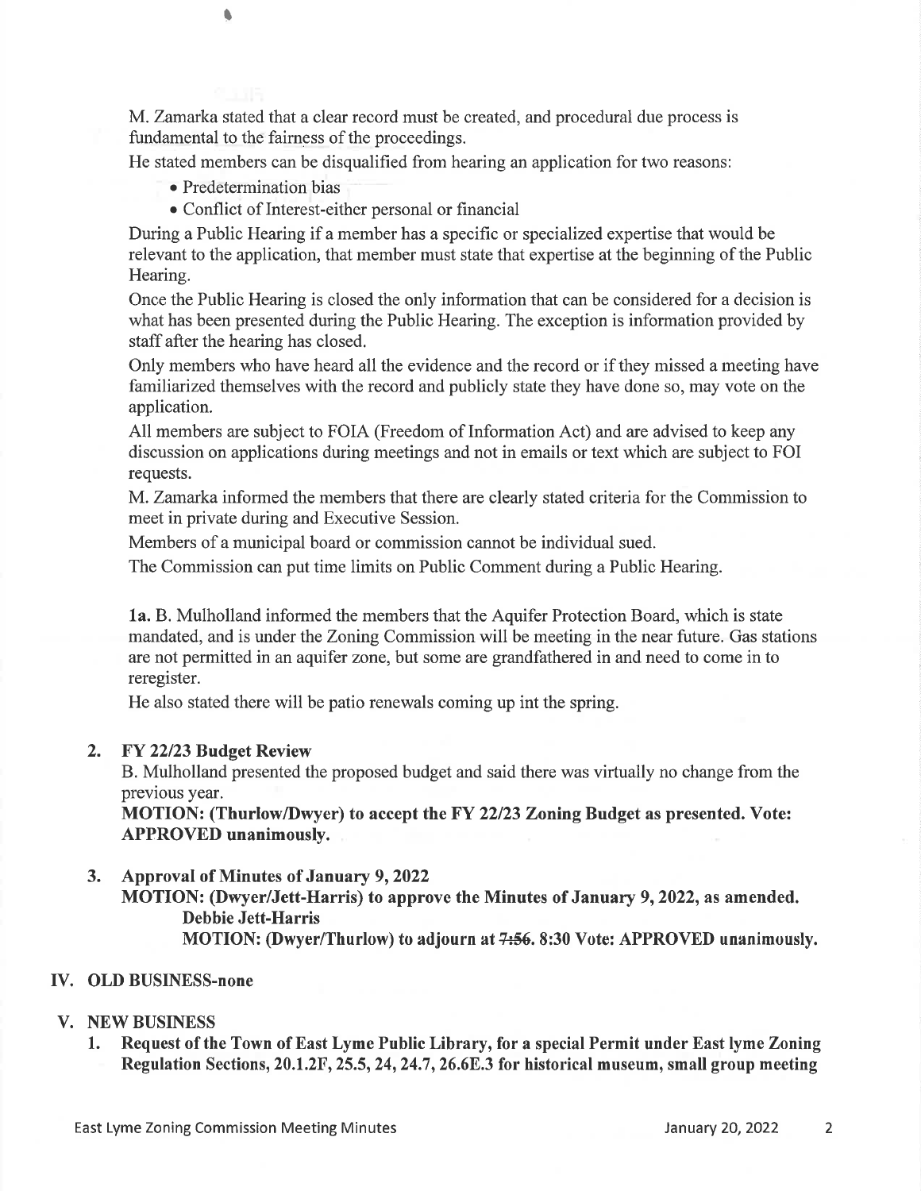M. Zamarka stated that a clear record must be created, and procedural due process is fundamental to the fairness of the proceedings.

He stated members can be disqualified from hearing an application for two reasons:

- Predetermination bias
- Conflict of Interest-either personal or financial

During a Public Hearing if a member has a specific or specialized expertise that would be relevant to the application, that member must state that expertise at the beginning of the Public Hearing.

Once the Public Hearing is closed the only information that can be considered for a decision is what has been presented during the Public Hearing. The exception is information provided by staff after the hearing has closed.

Only members who have heard all the evidence and the record or if they missed a meeting have familiarized themselves with the record and publicly state they have done so, may vote on the application.

All members are subject to FOIA (Freedom of Information Act) and are advised to keep any discussion on applications during meetings and not in emails or text which are subject to FOI requests.

M. Zamarka informed the members that there are clearly stated criteria for the Commission to meet in private during and Executive Session.

Members of a municipal board or commission cannot be individual sued.

The Commission can put time limits on Public Comment during a Public Hearing.

**1a.** B. Mulholland informed the members that the Aquifer Protection Board, which is state mandated, and is under the Zoning Commission will be meeting in the near future. Gas stations are not permitted in an aquifer zone, but some are grandfathered in and need to come in to reregister.

He also stated there will be patio renewals coming up int the spring.

2. **FY 22/23 Budget Review**

   B. Mulholland presented the proposed budget and said there was virtually no change from the previous year.

   **MOTION: (Thurlow/Dwyer) to accept the FY 22/23 Zoning Budget as presented. Vote: APPROVED unanimously.**

3. **Approval of Minutes of January 9, 2022**

   **MOTION: (Dwyer/Jett-Harris) to approve the Minutes of January 9, 2022, as amended.**

   **Debbie Jett-Harris**

   **MOTION: (Dwyer/Thurlow) to adjourn at ~~7:56~~. 8:30 Vote: APPROVED unanimously.**

## IV. OLD BUSINESS-none

## V. NEW BUSINESS

1. **Request of the Town of East Lyme Public Library, for a special Permit under East lyme Zoning Regulation Sections, 20.1.2F, 25.5, 24, 24.7, 26.6E.3 for historical museum, small group meeting**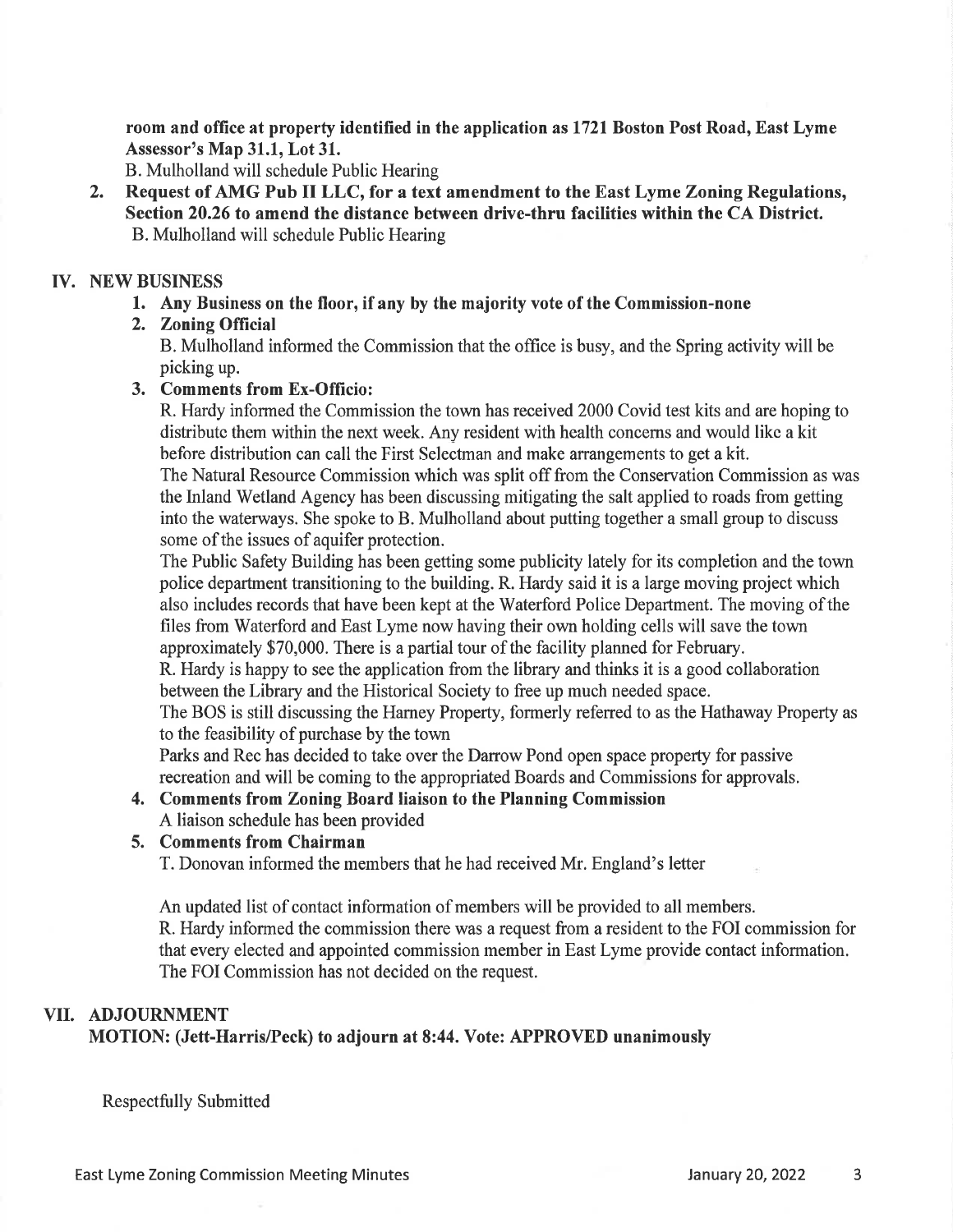**room and office at property identified in the application as 1721 Boston Post Road, East Lyme Assessor's Map 31.1, Lot 31.**

B. Mulholland will schedule Public Hearing

2. **Request of AMG Pub II LLC, for a text amendment to the East Lyme Zoning Regulations, Section 20.26 to amend the distance between drive-thru facilities within the CA District.**
   B. Mulholland will schedule Public Hearing

## IV. NEW BUSINESS

1. **Any Business on the floor, if any by the majority vote of the Commission-none**
2. **Zoning Official**
   B. Mulholland informed the Commission that the office is busy, and the Spring activity will be picking up.
3. **Comments from Ex-Officio:**
   R. Hardy informed the Commission the town has received 2000 Covid test kits and are hoping to distribute them within the next week. Any resident with health concerns and would like a kit before distribution can call the First Selectman and make arrangements to get a kit.
   The Natural Resource Commission which was split off from the Conservation Commission as was the Inland Wetland Agency has been discussing mitigating the salt applied to roads from getting into the waterways. She spoke to B. Mulholland about putting together a small group to discuss some of the issues of aquifer protection.
   The Public Safety Building has been getting some publicity lately for its completion and the town police department transitioning to the building. R. Hardy said it is a large moving project which also includes records that have been kept at the Waterford Police Department. The moving of the files from Waterford and East Lyme now having their own holding cells will save the town approximately $70,000. There is a partial tour of the facility planned for February.
   R. Hardy is happy to see the application from the library and thinks it is a good collaboration between the Library and the Historical Society to free up much needed space.
   The BOS is still discussing the Harney Property, formerly referred to as the Hathaway Property as to the feasibility of purchase by the town
   Parks and Rec has decided to take over the Darrow Pond open space property for passive recreation and will be coming to the appropriated Boards and Commissions for approvals.
4. **Comments from Zoning Board liaison to the Planning Commission**
   A liaison schedule has been provided
5. **Comments from Chairman**
   T. Donovan informed the members that he had received Mr. England's letter

   An updated list of contact information of members will be provided to all members.
   R. Hardy informed the commission there was a request from a resident to the FOI commission for that every elected and appointed commission member in East Lyme provide contact information. The FOI Commission has not decided on the request.

## VII. ADJOURNMENT

**MOTION: (Jett-Harris/Peck) to adjourn at 8:44. Vote: APPROVED unanimously**

Respectfully Submitted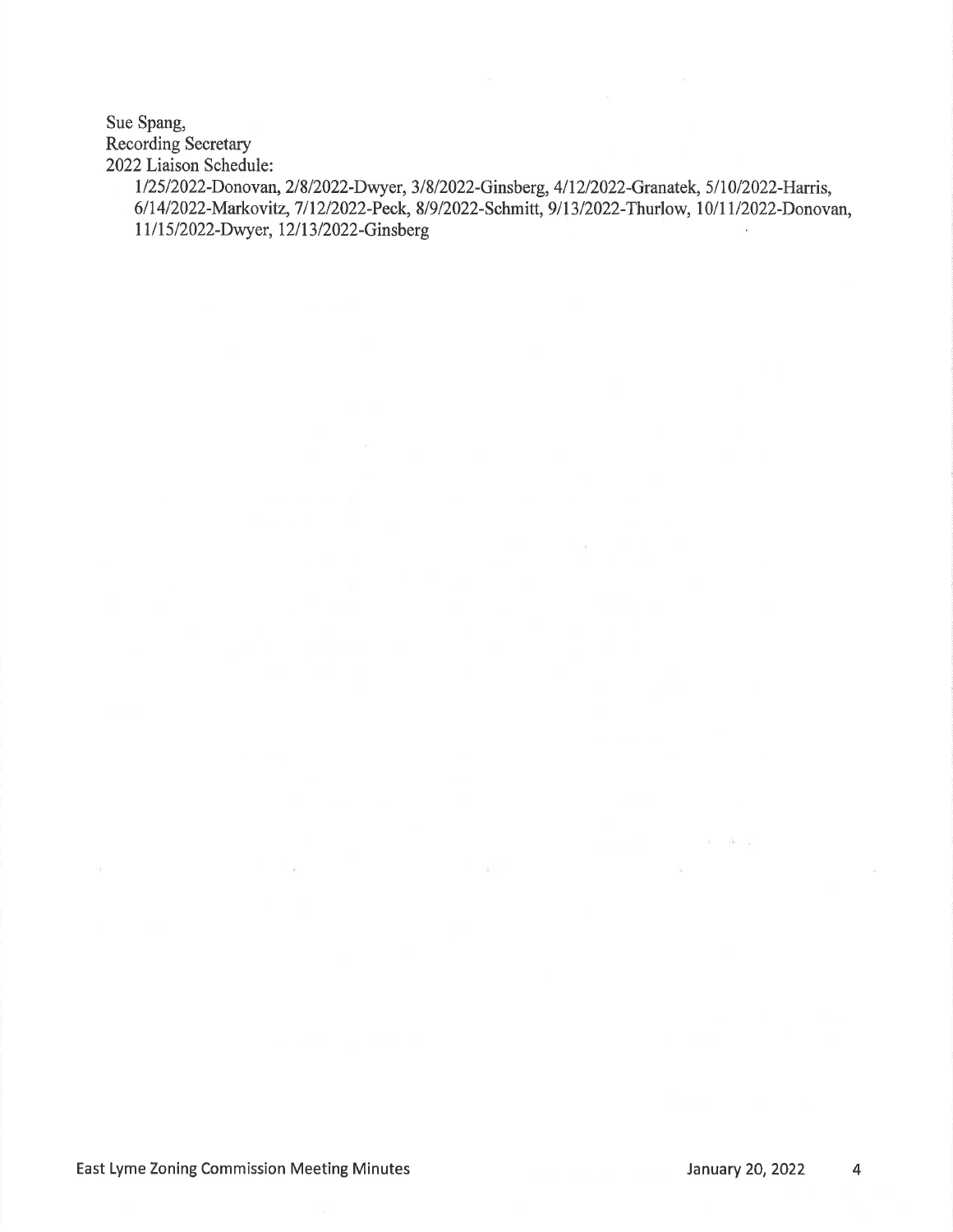Sue Spang,
Recording Secretary
2022 Liaison Schedule:

1/25/2022-Donovan, 2/8/2022-Dwyer, 3/8/2022-Ginsberg, 4/12/2022-Granatek, 5/10/2022-Harris, 6/14/2022-Markovitz, 7/12/2022-Peck, 8/9/2022-Schmitt, 9/13/2022-Thurlow, 10/11/2022-Donovan, 11/15/2022-Dwyer, 12/13/2022-Ginsberg